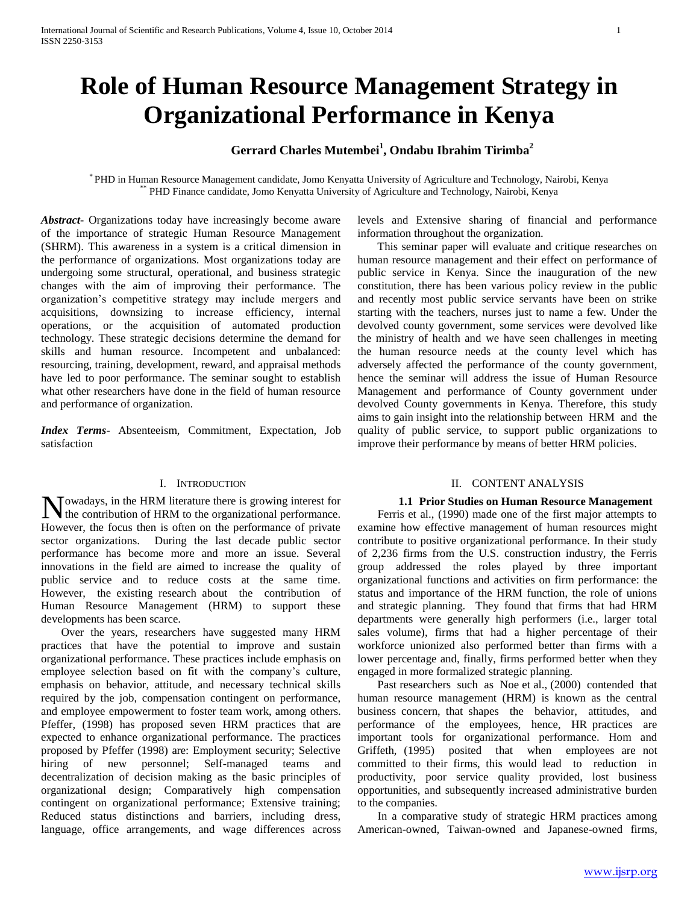# Role of Human Resource Management Strategy in Organizational Performance in Kenya

**Gerrard Charles Mutembei[1], Ondabu Ibrahim Tirimba[2]**

[*] PHD in Human Resource Management candidate, Jomo Kenyatta University of Agriculture and Technology, Nairobi, Kenya
[**] PHD Finance candidate, Jomo Kenyatta University of Agriculture and Technology, Nairobi, Kenya

***Abstract-*** Organizations today have increasingly become aware of the importance of strategic Human Resource Management (SHRM). This awareness in a system is a critical dimension in the performance of organizations. Most organizations today are undergoing some structural, operational, and business strategic changes with the aim of improving their performance. The organization's competitive strategy may include mergers and acquisitions, downsizing to increase efficiency, internal operations, or the acquisition of automated production technology. These strategic decisions determine the demand for skills and human resource. Incompetent and unbalanced: resourcing, training, development, reward, and appraisal methods have led to poor performance. The seminar sought to establish what other researchers have done in the field of human resource and performance of organization.

***Index Terms*-** Absenteeism, Commitment, Expectation, Job satisfaction

## I. Introduction

Nowadays, in the HRM literature there is growing interest for the contribution of HRM to the organizational performance. However, the focus then is often on the performance of private sector organizations. During the last decade public sector performance has become more and more an issue. Several innovations in the field are aimed to increase the quality of public service and to reduce costs at the same time. However, the existing research about the contribution of Human Resource Management (HRM) to support these developments has been scarce.

Over the years, researchers have suggested many HRM practices that have the potential to improve and sustain organizational performance. These practices include emphasis on employee selection based on fit with the company's culture, emphasis on behavior, attitude, and necessary technical skills required by the job, compensation contingent on performance, and employee empowerment to foster team work, among others. Pfeffer, (1998) has proposed seven HRM practices that are expected to enhance organizational performance. The practices proposed by Pfeffer (1998) are: Employment security; Selective hiring of new personnel; Self-managed teams and decentralization of decision making as the basic principles of organizational design; Comparatively high compensation contingent on organizational performance; Extensive training; Reduced status distinctions and barriers, including dress, language, office arrangements, and wage differences across levels and Extensive sharing of financial and performance information throughout the organization.

This seminar paper will evaluate and critique researches on human resource management and their effect on performance of public service in Kenya. Since the inauguration of the new constitution, there has been various policy review in the public and recently most public service servants have been on strike starting with the teachers, nurses just to name a few. Under the devolved county government, some services were devolved like the ministry of health and we have seen challenges in meeting the human resource needs at the county level which has adversely affected the performance of the county government, hence the seminar will address the issue of Human Resource Management and performance of County government under devolved County governments in Kenya. Therefore, this study aims to gain insight into the relationship between HRM and the quality of public service, to support public organizations to improve their performance by means of better HRM policies.

## II. Content Analysis

### 1.1 Prior Studies on Human Resource Management

Ferris et al., (1990) made one of the first major attempts to examine how effective management of human resources might contribute to positive organizational performance. In their study of 2,236 firms from the U.S. construction industry, the Ferris group addressed the roles played by three important organizational functions and activities on firm performance: the status and importance of the HRM function, the role of unions and strategic planning. They found that firms that had HRM departments were generally high performers (i.e., larger total sales volume), firms that had a higher percentage of their workforce unionized also performed better than firms with a lower percentage and, finally, firms performed better when they engaged in more formalized strategic planning.

Past researchers such as Noe et al., (2000) contended that human resource management (HRM) is known as the central business concern, that shapes the behavior, attitudes, and performance of the employees, hence, HR practices are important tools for organizational performance. Hom and Griffeth, (1995) posited that when employees are not committed to their firms, this would lead to reduction in productivity, poor service quality provided, lost business opportunities, and subsequently increased administrative burden to the companies.

In a comparative study of strategic HRM practices among American-owned, Taiwan-owned and Japanese-owned firms,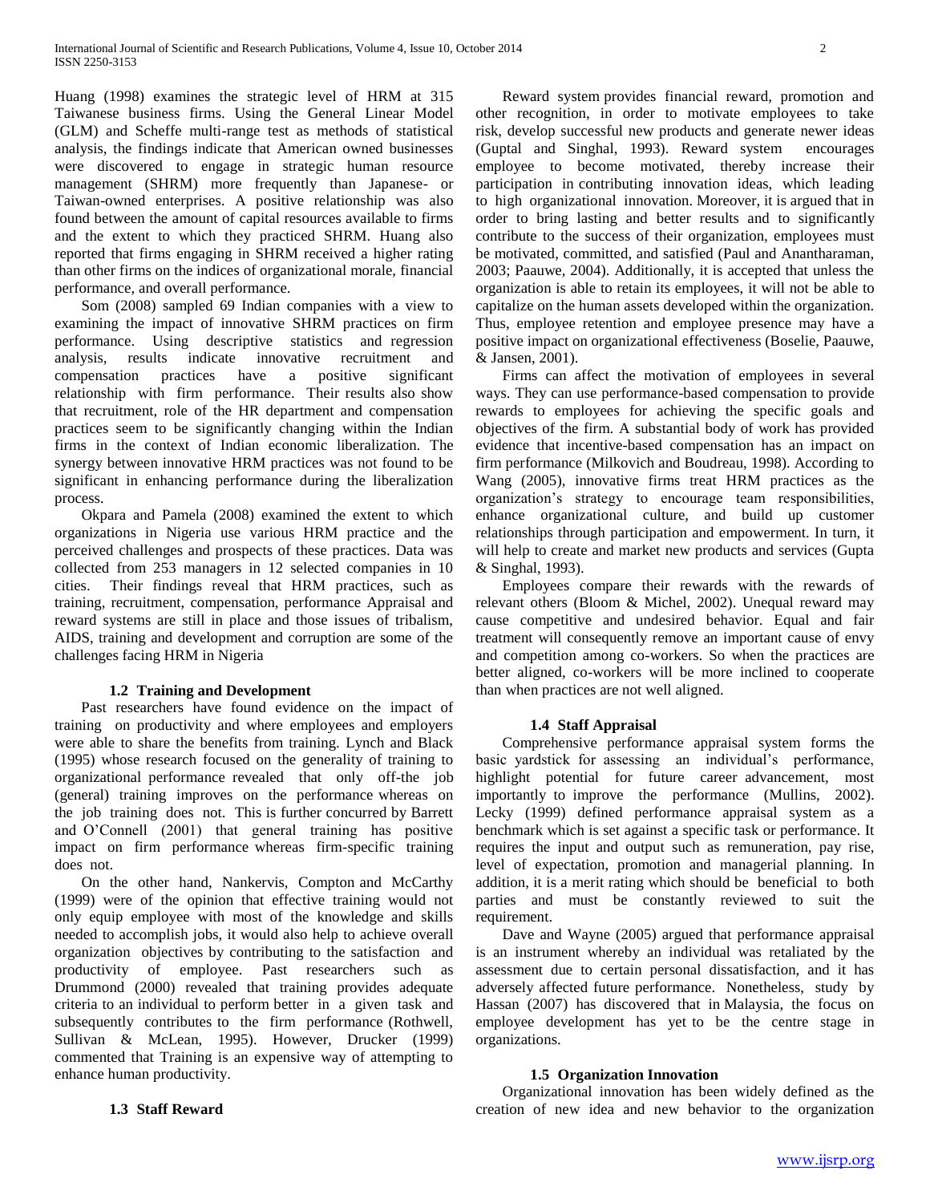Huang (1998) examines the strategic level of HRM at 315 Taiwanese business firms. Using the General Linear Model (GLM) and Scheffe multi-range test as methods of statistical analysis, the findings indicate that American owned businesses were discovered to engage in strategic human resource management (SHRM) more frequently than Japanese- or Taiwan-owned enterprises. A positive relationship was also found between the amount of capital resources available to firms and the extent to which they practiced SHRM. Huang also reported that firms engaging in SHRM received a higher rating than other firms on the indices of organizational morale, financial performance, and overall performance.

Som (2008) sampled 69 Indian companies with a view to examining the impact of innovative SHRM practices on firm performance. Using descriptive statistics and regression analysis, results indicate innovative recruitment and compensation practices have a positive significant relationship with firm performance. Their results also show that recruitment, role of the HR department and compensation practices seem to be significantly changing within the Indian firms in the context of Indian economic liberalization. The synergy between innovative HRM practices was not found to be significant in enhancing performance during the liberalization process.

Okpara and Pamela (2008) examined the extent to which organizations in Nigeria use various HRM practice and the perceived challenges and prospects of these practices. Data was collected from 253 managers in 12 selected companies in 10 cities. Their findings reveal that HRM practices, such as training, recruitment, compensation, performance Appraisal and reward systems are still in place and those issues of tribalism, AIDS, training and development and corruption are some of the challenges facing HRM in Nigeria

### 1.2 Training and Development

Past researchers have found evidence on the impact of training on productivity and where employees and employers were able to share the benefits from training. Lynch and Black (1995) whose research focused on the generality of training to organizational performance revealed that only off-the job (general) training improves on the performance whereas on the job training does not. This is further concurred by Barrett and O'Connell (2001) that general training has positive impact on firm performance whereas firm-specific training does not.

On the other hand, Nankervis, Compton and McCarthy (1999) were of the opinion that effective training would not only equip employee with most of the knowledge and skills needed to accomplish jobs, it would also help to achieve overall organization objectives by contributing to the satisfaction and productivity of employee. Past researchers such as Drummond (2000) revealed that training provides adequate criteria to an individual to perform better in a given task and subsequently contributes to the firm performance (Rothwell, Sullivan & McLean, 1995). However, Drucker (1999) commented that Training is an expensive way of attempting to enhance human productivity.

### 1.3 Staff Reward

Reward system provides financial reward, promotion and other recognition, in order to motivate employees to take risk, develop successful new products and generate newer ideas (Guptal and Singhal, 1993). Reward system encourages employee to become motivated, thereby increase their participation in contributing innovation ideas, which leading to high organizational innovation. Moreover, it is argued that in order to bring lasting and better results and to significantly contribute to the success of their organization, employees must be motivated, committed, and satisfied (Paul and Anantharaman, 2003; Paauwe, 2004). Additionally, it is accepted that unless the organization is able to retain its employees, it will not be able to capitalize on the human assets developed within the organization. Thus, employee retention and employee presence may have a positive impact on organizational effectiveness (Boselie, Paauwe, & Jansen, 2001).

Firms can affect the motivation of employees in several ways. They can use performance-based compensation to provide rewards to employees for achieving the specific goals and objectives of the firm. A substantial body of work has provided evidence that incentive-based compensation has an impact on firm performance (Milkovich and Boudreau, 1998). According to Wang (2005), innovative firms treat HRM practices as the organization's strategy to encourage team responsibilities, enhance organizational culture, and build up customer relationships through participation and empowerment. In turn, it will help to create and market new products and services (Gupta & Singhal, 1993).

Employees compare their rewards with the rewards of relevant others (Bloom & Michel, 2002). Unequal reward may cause competitive and undesired behavior. Equal and fair treatment will consequently remove an important cause of envy and competition among co-workers. So when the practices are better aligned, co-workers will be more inclined to cooperate than when practices are not well aligned.

### 1.4 Staff Appraisal

Comprehensive performance appraisal system forms the basic yardstick for assessing an individual's performance, highlight potential for future career advancement, most importantly to improve the performance (Mullins, 2002). Lecky (1999) defined performance appraisal system as a benchmark which is set against a specific task or performance. It requires the input and output such as remuneration, pay rise, level of expectation, promotion and managerial planning. In addition, it is a merit rating which should be beneficial to both parties and must be constantly reviewed to suit the requirement.

Dave and Wayne (2005) argued that performance appraisal is an instrument whereby an individual was retaliated by the assessment due to certain personal dissatisfaction, and it has adversely affected future performance. Nonetheless, study by Hassan (2007) has discovered that in Malaysia, the focus on employee development has yet to be the centre stage in organizations.

### 1.5 Organization Innovation

Organizational innovation has been widely defined as the creation of new idea and new behavior to the organization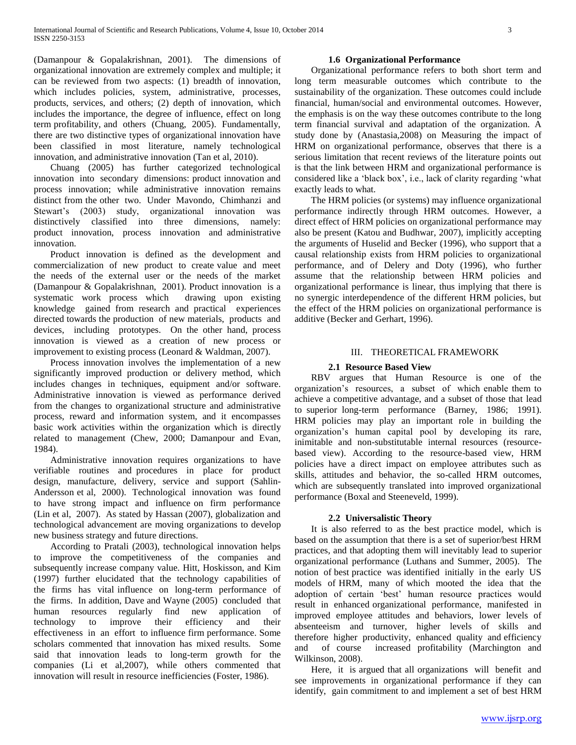(Damanpour & Gopalakrishnan, 2001). The dimensions of organizational innovation are extremely complex and multiple; it can be reviewed from two aspects: (1) breadth of innovation, which includes policies, system, administrative, processes, products, services, and others; (2) depth of innovation, which includes the importance, the degree of influence, effect on long term profitability, and others (Chuang, 2005). Fundamentally, there are two distinctive types of organizational innovation have been classified in most literature, namely technological innovation, and administrative innovation (Tan et al, 2010).

Chuang (2005) has further categorized technological innovation into secondary dimensions: product innovation and process innovation; while administrative innovation remains distinct from the other two. Under Mavondo, Chimhanzi and Stewart's (2003) study, organizational innovation was distinctively classified into three dimensions, namely: product innovation, process innovation and administrative innovation.

Product innovation is defined as the development and commercialization of new product to create value and meet the needs of the external user or the needs of the market (Damanpour & Gopalakrishnan, 2001). Product innovation is a systematic work process which drawing upon existing knowledge gained from research and practical experiences directed towards the production of new materials, products and devices, including prototypes. On the other hand, process innovation is viewed as a creation of new process or improvement to existing process (Leonard & Waldman, 2007).

Process innovation involves the implementation of a new significantly improved production or delivery method, which includes changes in techniques, equipment and/or software. Administrative innovation is viewed as performance derived from the changes to organizational structure and administrative process, reward and information system, and it encompasses basic work activities within the organization which is directly related to management (Chew, 2000; Damanpour and Evan, 1984).

Administrative innovation requires organizations to have verifiable routines and procedures in place for product design, manufacture, delivery, service and support (Sahlin-Andersson et al, 2000). Technological innovation was found to have strong impact and influence on firm performance (Lin et al, 2007). As stated by Hassan (2007), globalization and technological advancement are moving organizations to develop new business strategy and future directions.

According to Pratali (2003), technological innovation helps to improve the competitiveness of the companies and subsequently increase company value. Hitt, Hoskisson, and Kim (1997) further elucidated that the technology capabilities of the firms has vital influence on long-term performance of the firms. In addition, Dave and Wayne (2005) concluded that human resources regularly find new application of technology to improve their efficiency and their effectiveness in an effort to influence firm performance. Some scholars commented that innovation has mixed results. Some said that innovation leads to long-term growth for the companies (Li et al,2007), while others commented that innovation will result in resource inefficiencies (Foster, 1986).

### 1.6 Organizational Performance

Organizational performance refers to both short term and long term measurable outcomes which contribute to the sustainability of the organization. These outcomes could include financial, human/social and environmental outcomes. However, the emphasis is on the way these outcomes contribute to the long term financial survival and adaptation of the organization. A study done by (Anastasia,2008) on Measuring the impact of HRM on organizational performance, observes that there is a serious limitation that recent reviews of the literature points out is that the link between HRM and organizational performance is considered like a 'black box', i.e., lack of clarity regarding 'what exactly leads to what.

The HRM policies (or systems) may influence organizational performance indirectly through HRM outcomes. However, a direct effect of HRM policies on organizational performance may also be present (Katou and Budhwar, 2007), implicitly accepting the arguments of Huselid and Becker (1996), who support that a causal relationship exists from HRM policies to organizational performance, and of Delery and Doty (1996), who further assume that the relationship between HRM policies and organizational performance is linear, thus implying that there is no synergic interdependence of the different HRM policies, but the effect of the HRM policies on organizational performance is additive (Becker and Gerhart, 1996).

## III. THEORETICAL FRAMEWORK

### 2.1 Resource Based View

RBV argues that Human Resource is one of the organization's resources, a subset of which enable them to achieve a competitive advantage, and a subset of those that lead to superior long-term performance (Barney, 1986; 1991). HRM policies may play an important role in building the organization's human capital pool by developing its rare, inimitable and non-substitutable internal resources (resource-based view). According to the resource-based view, HRM policies have a direct impact on employee attributes such as skills, attitudes and behavior, the so-called HRM outcomes, which are subsequently translated into improved organizational performance (Boxal and Steeneveld, 1999).

### 2.2 Universalistic Theory

It is also referred to as the best practice model, which is based on the assumption that there is a set of superior/best HRM practices, and that adopting them will inevitably lead to superior organizational performance (Luthans and Summer, 2005). The notion of best practice was identified initially in the early US models of HRM, many of which mooted the idea that the adoption of certain 'best' human resource practices would result in enhanced organizational performance, manifested in improved employee attitudes and behaviors, lower levels of absenteeism and turnover, higher levels of skills and therefore higher productivity, enhanced quality and efficiency and of course increased profitability (Marchington and Wilkinson, 2008).

Here, it is argued that all organizations will benefit and see improvements in organizational performance if they can identify, gain commitment to and implement a set of best HRM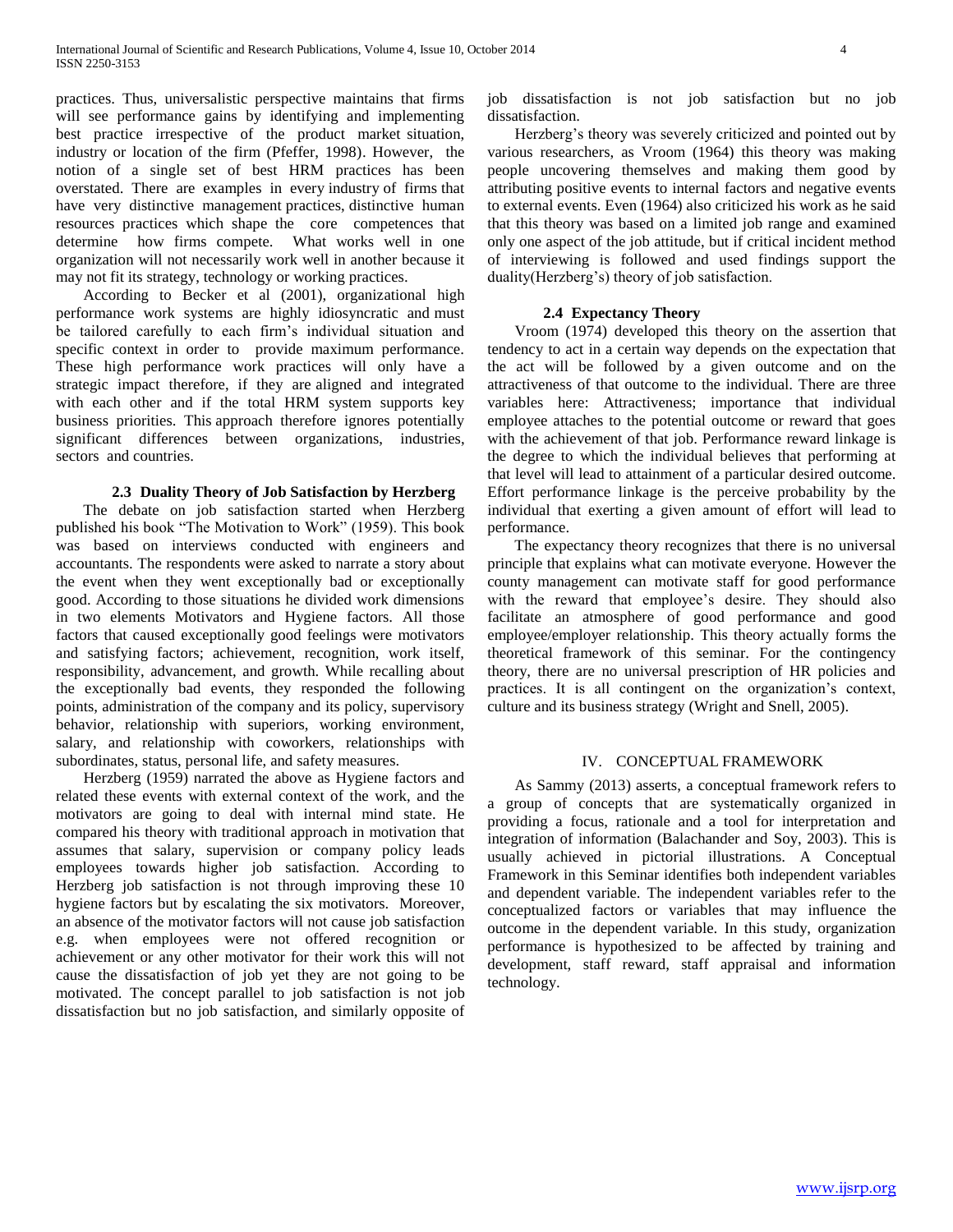practices. Thus, universalistic perspective maintains that firms will see performance gains by identifying and implementing best practice irrespective of the product market situation, industry or location of the firm (Pfeffer, 1998). However, the notion of a single set of best HRM practices has been overstated. There are examples in every industry of firms that have very distinctive management practices, distinctive human resources practices which shape the core competences that determine how firms compete. What works well in one organization will not necessarily work well in another because it may not fit its strategy, technology or working practices.

According to Becker et al (2001), organizational high performance work systems are highly idiosyncratic and must be tailored carefully to each firm's individual situation and specific context in order to provide maximum performance. These high performance work practices will only have a strategic impact therefore, if they are aligned and integrated with each other and if the total HRM system supports key business priorities. This approach therefore ignores potentially significant differences between organizations, industries, sectors and countries.

### 2.3 Duality Theory of Job Satisfaction by Herzberg

The debate on job satisfaction started when Herzberg published his book "The Motivation to Work" (1959). This book was based on interviews conducted with engineers and accountants. The respondents were asked to narrate a story about the event when they went exceptionally bad or exceptionally good. According to those situations he divided work dimensions in two elements Motivators and Hygiene factors. All those factors that caused exceptionally good feelings were motivators and satisfying factors; achievement, recognition, work itself, responsibility, advancement, and growth. While recalling about the exceptionally bad events, they responded the following points, administration of the company and its policy, supervisory behavior, relationship with superiors, working environment, salary, and relationship with coworkers, relationships with subordinates, status, personal life, and safety measures.

Herzberg (1959) narrated the above as Hygiene factors and related these events with external context of the work, and the motivators are going to deal with internal mind state. He compared his theory with traditional approach in motivation that assumes that salary, supervision or company policy leads employees towards higher job satisfaction. According to Herzberg job satisfaction is not through improving these 10 hygiene factors but by escalating the six motivators. Moreover, an absence of the motivator factors will not cause job satisfaction e.g. when employees were not offered recognition or achievement or any other motivator for their work this will not cause the dissatisfaction of job yet they are not going to be motivated. The concept parallel to job satisfaction is not job dissatisfaction but no job satisfaction, and similarly opposite of job dissatisfaction is not job satisfaction but no job dissatisfaction.

Herzberg's theory was severely criticized and pointed out by various researchers, as Vroom (1964) this theory was making people uncovering themselves and making them good by attributing positive events to internal factors and negative events to external events. Even (1964) also criticized his work as he said that this theory was based on a limited job range and examined only one aspect of the job attitude, but if critical incident method of interviewing is followed and used findings support the duality(Herzberg's) theory of job satisfaction.

### 2.4 Expectancy Theory

Vroom (1974) developed this theory on the assertion that tendency to act in a certain way depends on the expectation that the act will be followed by a given outcome and on the attractiveness of that outcome to the individual. There are three variables here: Attractiveness; importance that individual employee attaches to the potential outcome or reward that goes with the achievement of that job. Performance reward linkage is the degree to which the individual believes that performing at that level will lead to attainment of a particular desired outcome. Effort performance linkage is the perceive probability by the individual that exerting a given amount of effort will lead to performance.

The expectancy theory recognizes that there is no universal principle that explains what can motivate everyone. However the county management can motivate staff for good performance with the reward that employee's desire. They should also facilitate an atmosphere of good performance and good employee/employer relationship. This theory actually forms the theoretical framework of this seminar. For the contingency theory, there are no universal prescription of HR policies and practices. It is all contingent on the organization's context, culture and its business strategy (Wright and Snell, 2005).

## IV. CONCEPTUAL FRAMEWORK

As Sammy (2013) asserts, a conceptual framework refers to a group of concepts that are systematically organized in providing a focus, rationale and a tool for interpretation and integration of information (Balachander and Soy, 2003). This is usually achieved in pictorial illustrations. A Conceptual Framework in this Seminar identifies both independent variables and dependent variable. The independent variables refer to the conceptualized factors or variables that may influence the outcome in the dependent variable. In this study, organization performance is hypothesized to be affected by training and development, staff reward, staff appraisal and information technology.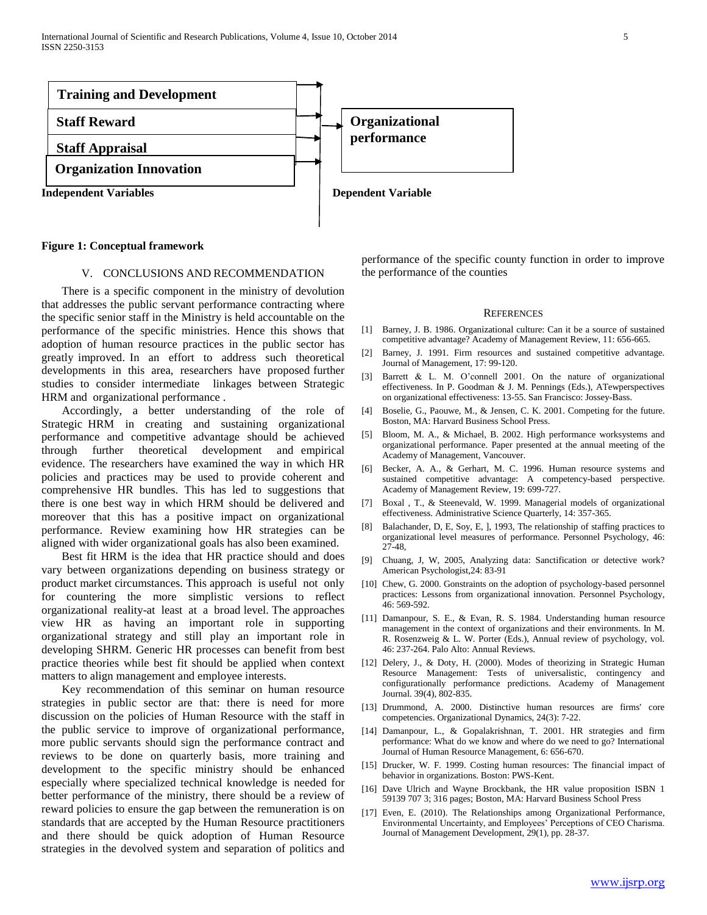Training and Development

Staff Reward

Staff Appraisal

Organization Innovation

Independent Variables

Organizational performance

Dependent Variable

**Figure 1: Conceptual framework**

## V. CONCLUSIONS AND RECOMMENDATION

There is a specific component in the ministry of devolution that addresses the public servant performance contracting where the specific senior staff in the Ministry is held accountable on the performance of the specific ministries. Hence this shows that adoption of human resource practices in the public sector has greatly improved. In an effort to address such theoretical developments in this area, researchers have proposed further studies to consider intermediate linkages between Strategic HRM and organizational performance .

Accordingly, a better understanding of the role of Strategic HRM in creating and sustaining organizational performance and competitive advantage should be achieved through further theoretical development and empirical evidence. The researchers have examined the way in which HR policies and practices may be used to provide coherent and comprehensive HR bundles. This has led to suggestions that there is one best way in which HRM should be delivered and moreover that this has a positive impact on organizational performance. Review examining how HR strategies can be aligned with wider organizational goals has also been examined.

Best fit HRM is the idea that HR practice should and does vary between organizations depending on business strategy or product market circumstances. This approach is useful not only for countering the more simplistic versions to reflect organizational reality-at least at a broad level. The approaches view HR as having an important role in supporting organizational strategy and still play an important role in developing SHRM. Generic HR processes can benefit from best practice theories while best fit should be applied when context matters to align management and employee interests.

Key recommendation of this seminar on human resource strategies in public sector are that: there is need for more discussion on the policies of Human Resource with the staff in the public service to improve of organizational performance, more public servants should sign the performance contract and reviews to be done on quarterly basis, more training and development to the specific ministry should be enhanced especially where specialized technical knowledge is needed for better performance of the ministry, there should be a review of reward policies to ensure the gap between the remuneration is on standards that are accepted by the Human Resource practitioners and there should be quick adoption of Human Resource strategies in the devolved system and separation of politics and performance of the specific county function in order to improve the performance of the counties

## REFERENCES

[1] Barney, J. B. 1986. Organizational culture: Can it be a source of sustained competitive advantage? Academy of Management Review, 11: 656-665.

[2] Barney, J. 1991. Firm resources and sustained competitive advantage. Journal of Management, 17: 99-120.

[3] Barrett & L. M. O'connell 2001. On the nature of organizational effectiveness. In P. Goodman & J. M. Pennings (Eds.), ATewperspectives on organizational effectiveness: 13-55. San Francisco: Jossey-Bass.

[4] Boselie, G., Paouwe, M., & Jensen, C. K. 2001. Competing for the future. Boston, MA: Harvard Business School Press.

[5] Bloom, M. A., & Michael, B. 2002. High performance worksystems and organizational performance. Paper presented at the annual meeting of the Academy of Management, Vancouver.

[6] Becker, A. A., & Gerhart, M. C. 1996. Human resource systems and sustained competitive advantage: A competency-based perspective. Academy of Management Review, 19: 699-727.

[7] Boxal , T., & Steenevald, W. 1999. Managerial models of organizational effectiveness. Administrative Science Quarterly, 14: 357-365.

[8] Balachander, D, E, Soy, E, ], 1993, The relationship of staffing practices to organizational level measures of performance. Personnel Psychology, 46: 27-48,

[9] Chuang, J, W, 2005, Analyzing data: Sanctification or detective work? American Psychologist,24: 83-91

[10] Chew, G. 2000. Gonstraints on the adoption of psychology-based personnel practices: Lessons from organizational innovation. Personnel Psychology, 46: 569-592.

[11] Damanpour, S. E., & Evan, R. S. 1984. Understanding human resource management in the context of organizations and their environments. In M. R. Rosenzweig & L. W. Porter (Eds.), Annual review of psychology, vol. 46: 237-264. Palo Alto: Annual Reviews.

[12] Delery, J., & Doty, H. (2000). Modes of theorizing in Strategic Human Resource Management: Tests of universalistic, contingency and configurationally performance predictions. Academy of Management Journal. 39(4), 802-835.

[13] Drummond, A. 2000. Distinctive human resources are firms' core competencies. Organizational Dynamics, 24(3): 7-22.

[14] Damanpour, L., & Gopalakrishnan, T. 2001. HR strategies and firm performance: What do we know and where do we need to go? International Journal of Human Resource Management, 6: 656-670.

[15] Drucker, W. F. 1999. Costing human resources: The financial impact of behavior in organizations. Boston: PWS-Kent.

[16] Dave Ulrich and Wayne Brockbank, the HR value proposition ISBN 1 59139 707 3; 316 pages; Boston, MA: Harvard Business School Press

[17] Even, E. (2010). The Relationships among Organizational Performance, Environmental Uncertainty, and Employees' Perceptions of CEO Charisma. Journal of Management Development, 29(1), pp. 28-37.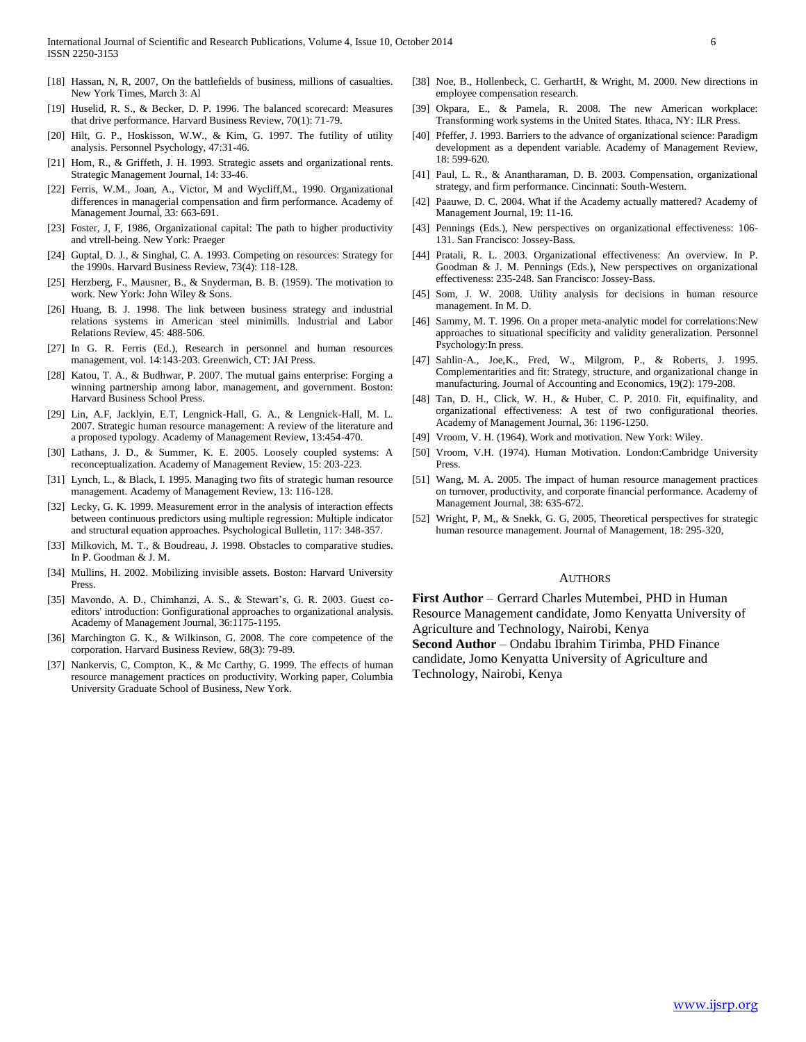[18] Hassan, N, R, 2007, On the battlefields of business, millions of casualties. New York Times, March 3: Al

[19] Huselid, R. S., & Becker, D. P. 1996. The balanced scorecard: Measures that drive performance. Harvard Business Review, 70(1): 71-79.

[20] Hilt, G. P., Hoskisson, W.W., & Kim, G. 1997. The futility of utility analysis. Personnel Psychology, 47:31-46.

[21] Hom, R., & Griffeth, J. H. 1993. Strategic assets and organizational rents. Strategic Management Journal, 14: 33-46.

[22] Ferris, W.M., Joan, A., Victor, M and Wycliff,M., 1990. Organizational differences in managerial compensation and firm performance. Academy of Management Journal, 33: 663-691.

[23] Foster, J, F, 1986, Organizational capital: The path to higher productivity and vtrell-being. New York: Praeger

[24] Guptal, D. J., & Singhal, C. A. 1993. Competing on resources: Strategy for the 1990s. Harvard Business Review, 73(4): 118-128.

[25] Herzberg, F., Mausner, B., & Snyderman, B. B. (1959). The motivation to work. New York: John Wiley & Sons.

[26] Huang, B. J. 1998. The link between business strategy and industrial relations systems in American steel minimills. Industrial and Labor Relations Review, 45: 488-506.

[27] In G. R. Ferris (Ed.), Research in personnel and human resources management, vol. 14:143-203. Greenwich, CT: JAI Press.

[28] Katou, T. A., & Budhwar, P. 2007. The mutual gains enterprise: Forging a winning partnership among labor, management, and government. Boston: Harvard Business School Press.

[29] Lin, A.F, Jacklyin, E.T, Lengnick-Hall, G. A., & Lengnick-Hall, M. L. 2007. Strategic human resource management: A review of the literature and a proposed typology. Academy of Management Review, 13:454-470.

[30] Lathans, J. D., & Summer, K. E. 2005. Loosely coupled systems: A reconceptualization. Academy of Management Review, 15: 203-223.

[31] Lynch, L., & Black, I. 1995. Managing two fits of strategic human resource management. Academy of Management Review, 13: 116-128.

[32] Lecky, G. K. 1999. Measurement error in the analysis of interaction effects between continuous predictors using multiple regression: Multiple indicator and structural equation approaches. Psychological Bulletin, 117: 348-357.

[33] Milkovich, M. T., & Boudreau, J. 1998. Obstacles to comparative studies. In P. Goodman & J. M.

[34] Mullins, H. 2002. Mobilizing invisible assets. Boston: Harvard University Press.

[35] Mavondo, A. D., Chimhanzi, A. S., & Stewart's, G. R. 2003. Guest co-editors' introduction: Gonfigurational approaches to organizational analysis. Academy of Management Journal, 36:1175-1195.

[36] Marchington G. K., & Wilkinson, G. 2008. The core competence of the corporation. Harvard Business Review, 68(3): 79-89.

[37] Nankervis, C, Compton, K., & Mc Carthy, G. 1999. The effects of human resource management practices on productivity. Working paper, Columbia University Graduate School of Business, New York.

[38] Noe, B., Hollenbeck, C. GerhartH, & Wright, M. 2000. New directions in employee compensation research.

[39] Okpara, E., & Pamela, R. 2008. The new American workplace: Transforming work systems in the United States. Ithaca, NY: ILR Press.

[40] Pfeffer, J. 1993. Barriers to the advance of organizational science: Paradigm development as a dependent variable. Academy of Management Review, 18: 599-620.

[41] Paul, L. R., & Anantharaman, D. B. 2003. Compensation, organizational strategy, and firm performance. Cincinnati: South-Western.

[42] Paauwe, D. C. 2004. What if the Academy actually mattered? Academy of Management Journal, 19: 11-16.

[43] Pennings (Eds.), New perspectives on organizational effectiveness: 106-131. San Francisco: Jossey-Bass.

[44] Pratali, R. L. 2003. Organizational effectiveness: An overview. In P. Goodman & J. M. Pennings (Eds.), New perspectives on organizational effectiveness: 235-248. San Francisco: Jossey-Bass.

[45] Som, J. W. 2008. Utility analysis for decisions in human resource management. In M. D.

[46] Sammy, M. T. 1996. On a proper meta-analytic model for correlations:New approaches to situational specificity and validity generalization. Personnel Psychology:In press.

[47] Sahlin-A., Joe,K., Fred, W., Milgrom, P., & Roberts, J. 1995. Complementarities and fit: Strategy, structure, and organizational change in manufacturing. Journal of Accounting and Economics, 19(2): 179-208.

[48] Tan, D. H., Click, W. H., & Huber, C. P. 2010. Fit, equifinality, and organizational effectiveness: A test of two configurational theories. Academy of Management Journal, 36: 1196-1250.

[49] Vroom, V. H. (1964). Work and motivation. New York: Wiley.

[50] Vroom, V.H. (1974). Human Motivation. London:Cambridge University Press.

[51] Wang, M. A. 2005. The impact of human resource management practices on turnover, productivity, and corporate financial performance. Academy of Management Journal, 38: 635-672.

[52] Wright, P, M,, & Snekk, G. G, 2005, Theoretical perspectives for strategic human resource management. Journal of Management, 18: 295-320,

## AUTHORS

**First Author** – Gerrard Charles Mutembei, PHD in Human Resource Management candidate, Jomo Kenyatta University of Agriculture and Technology, Nairobi, Kenya
**Second Author** – Ondabu Ibrahim Tirimba, PHD Finance candidate, Jomo Kenyatta University of Agriculture and Technology, Nairobi, Kenya